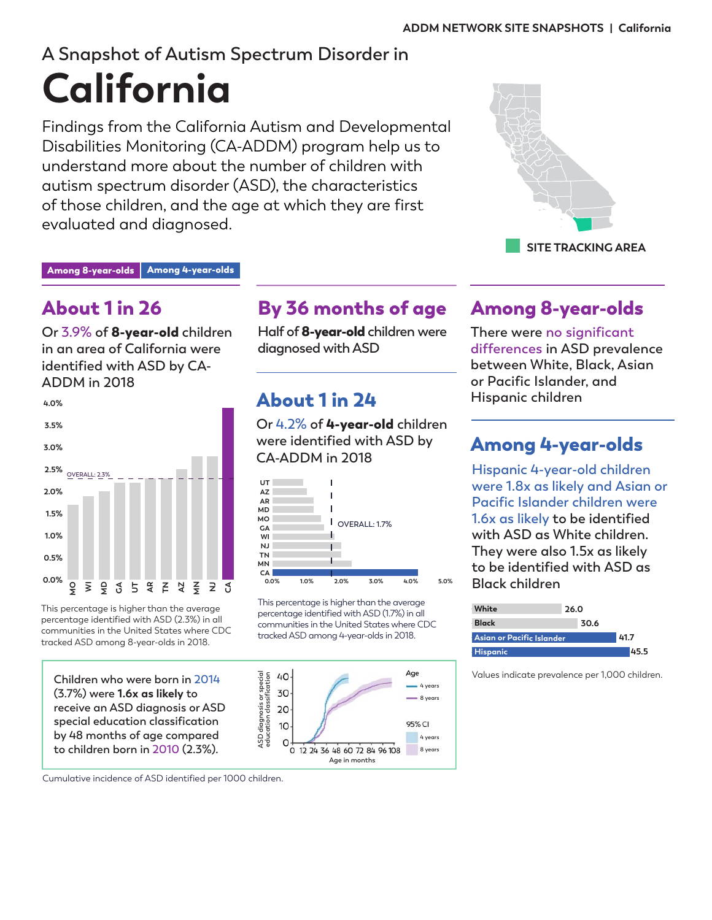A Snapshot of Autism Spectrum Disorder in

# California

Findings from the California Autism and Developmental Disabilities Monitoring (CA-ADDM) program help us to understand more about the number of children with autism spectrum disorder (ASD), the characteristics of those children, and the age at which they are first evaluated and diagnosed.

SITE TRACKING AREA

Among 8-year-olds | Among 4-year-olds

## About 1 in 26

Or 3.9% of **8-year-old** children in an area of California were identified with ASD by CA-ADDM in 2018

This percentage is higher than the average percentage identified with ASD (2.3%) in all communities in the United States where CDC tracked ASD among 8-year-olds in 2018.

## By 36 months of age

Half of **8-year-old** children were diagnosed with ASD

## About 1 in 24

Or 4.2% of **4-year-old** children were identified with ASD by CA-ADDM in 2018

This percentage is higher than the average percentage identified with ASD (1.7%) in all communities in the United States where CDC tracked ASD among 4-year-olds in 2018.

## Among 8-year-olds

There were no significant differences in ASD prevalence between White, Black, Asian or Pacific Islander, and Hispanic children

## Among 4-year-olds

Hispanic 4-year-old children were 1.8x as likely and Asian or Pacific Islander children were 1.6x as likely to be identified with ASD as White children. They were also 1.5x as likely to be identified with ASD as Black children.

| Group | Prevalence |
|---|---|
| White | 26.0 |
| Black | 30.6 |
| Asian or Pacific Islander | 41.7 |
| Hispanic | 45.5 |

Values indicate prevalence per 1,000 children.

Children who were born in 2014 (3.7%) were **1.6x as likely** to receive an ASD diagnosis or ASD special education classification by 48 months of age compared to children born in 2010 (2.3%).

Cumulative incidence of ASD identified per 1000 children.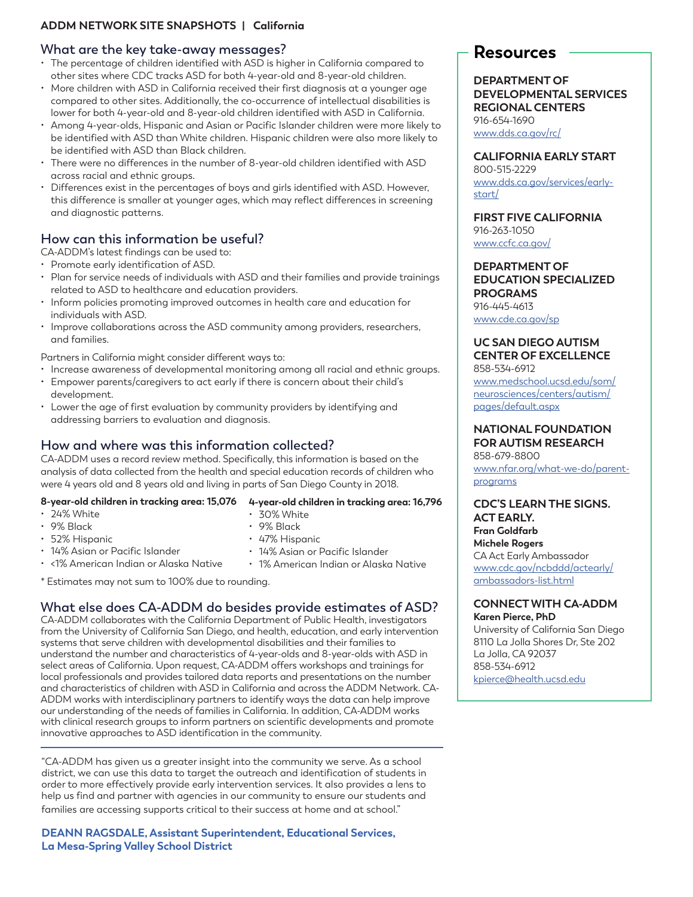ADDM NETWORK SITE SNAPSHOTS | California

## What are the key take-away messages?

- The percentage of children identified with ASD is higher in California compared to other sites where CDC tracks ASD for both 4-year-old and 8-year-old children.
- More children with ASD in California received their first diagnosis at a younger age compared to other sites. Additionally, the co-occurrence of intellectual disabilities is lower for both 4-year-old and 8-year-old children identified with ASD in California.
- Among 4-year-olds, Hispanic and Asian or Pacific Islander children were more likely to be identified with ASD than White children. Hispanic children were also more likely to be identified with ASD than Black children.
- There were no differences in the number of 8-year-old children identified with ASD across racial and ethnic groups.
- Differences exist in the percentages of boys and girls identified with ASD. However, this difference is smaller at younger ages, which may reflect differences in screening and diagnostic patterns.

## How can this information be useful?

CA-ADDM's latest findings can be used to:

- Promote early identification of ASD.
- Plan for service needs of individuals with ASD and their families and provide trainings related to ASD to healthcare and education providers.
- Inform policies promoting improved outcomes in health care and education for individuals with ASD.
- Improve collaborations across the ASD community among providers, researchers, and families.

Partners in California might consider different ways to:

- Increase awareness of developmental monitoring among all racial and ethnic groups.
- Empower parents/caregivers to act early if there is concern about their child's development.
- Lower the age of first evaluation by community providers by identifying and addressing barriers to evaluation and diagnosis.

## How and where was this information collected?

CA-ADDM uses a record review method. Specifically, this information is based on the analysis of data collected from the health and special education records of children who were 4 years old and 8 years old and living in parts of San Diego County in 2018.

**8-year-old children in tracking area: 15,076**

- 24% White
- 9% Black
- 52% Hispanic
- 14% Asian or Pacific Islander
- <1% American Indian or Alaska Native

**4-year-old children in tracking area: 16,796**

- 30% White
- 9% Black
- 47% Hispanic
- 14% Asian or Pacific Islander
- 1% American Indian or Alaska Native

* Estimates may not sum to 100% due to rounding.

## What else does CA-ADDM do besides provide estimates of ASD?

CA-ADDM collaborates with the California Department of Public Health, investigators from the University of California San Diego, and health, education, and early intervention systems that serve children with developmental disabilities and their families to understand the number and characteristics of 4-year-olds and 8-year-olds with ASD in select areas of California. Upon request, CA-ADDM offers workshops and trainings for local professionals and provides tailored data reports and presentations on the number and characteristics of children with ASD in California and across the ADDM Network. CA-ADDM works with interdisciplinary partners to identify ways the data can help improve our understanding of the needs of families in California. In addition, CA-ADDM works with clinical research groups to inform partners on scientific developments and promote innovative approaches to ASD identification in the community.

"CA-ADDM has given us a greater insight into the community we serve. As a school district, we can use this data to target the outreach and identification of students in order to more effectively provide early intervention services. It also provides a lens to help us find and partner with agencies in our community to ensure our students and families are accessing supports critical to their success at home and at school."

**DEANN RAGSDALE, Assistant Superintendent, Educational Services, La Mesa-Spring Valley School District**

## Resources

**DEPARTMENT OF DEVELOPMENTAL SERVICES REGIONAL CENTERS**
916-654-1690
www.dds.ca.gov/rc/

**CALIFORNIA EARLY START**
800-515-2229
www.dds.ca.gov/services/early-start/

**FIRST FIVE CALIFORNIA**
916-263-1050
www.ccfc.ca.gov/

**DEPARTMENT OF EDUCATION SPECIALIZED PROGRAMS**
916-445-4613
www.cde.ca.gov/sp

**UC SAN DIEGO AUTISM CENTER OF EXCELLENCE**
858-534-6912
www.medschool.ucsd.edu/som/neurosciences/centers/autism/pages/default.aspx

**NATIONAL FOUNDATION FOR AUTISM RESEARCH**
858-679-8800
www.nfar.org/what-we-do/parent-programs

**CDC'S LEARN THE SIGNS. ACT EARLY.**
**Fran Goldfarb**
**Michele Rogers**
CA Act Early Ambassador
www.cdc.gov/ncbddd/actearly/ambassadors-list.html

**CONNECT WITH CA-ADDM**
**Karen Pierce, PhD**
University of California San Diego
8110 La Jolla Shores Dr, Ste 202
La Jolla, CA 92037
858-534-6912
kpierce@health.ucsd.edu